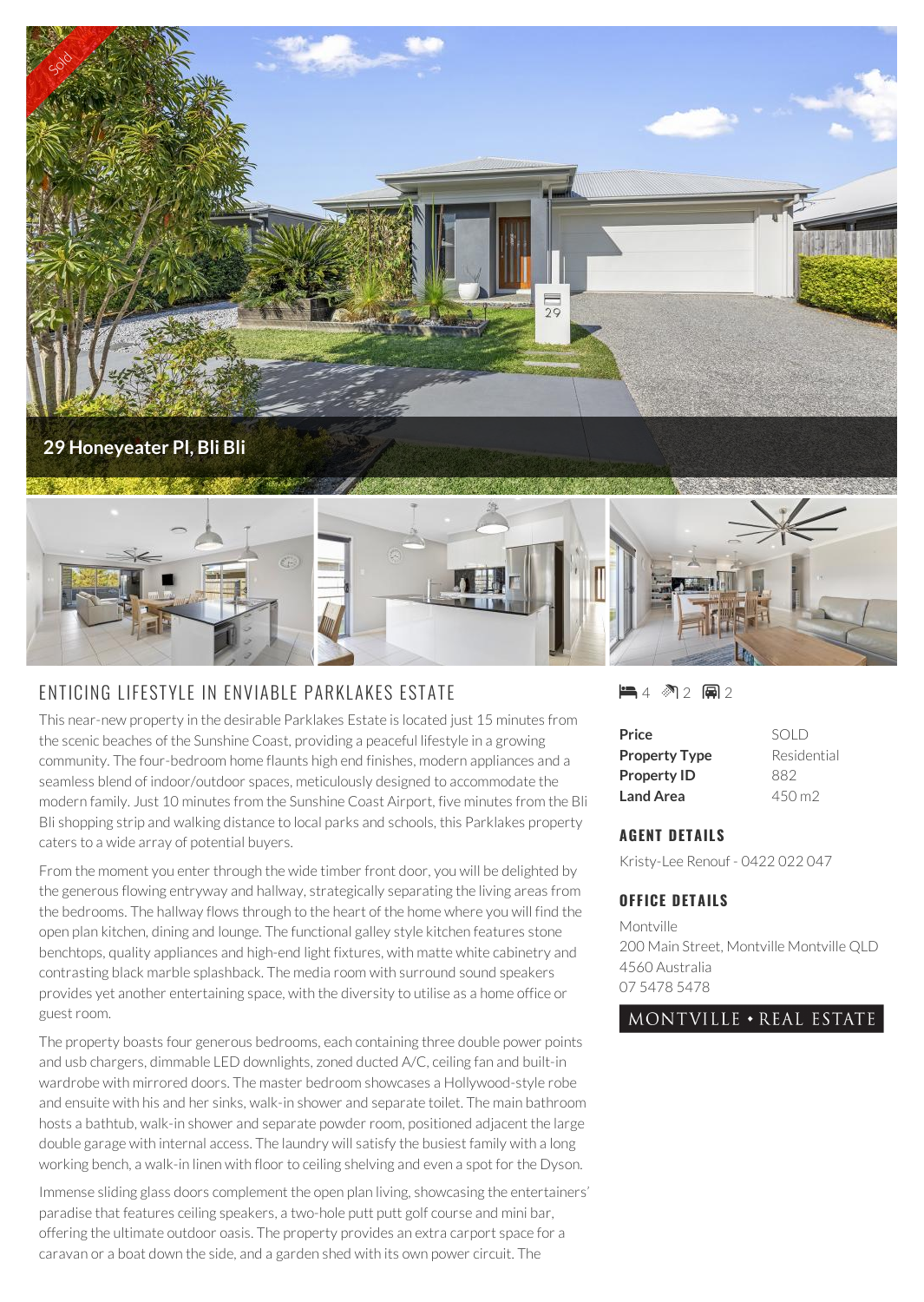Sold

# 29 Honeyeater Pl, Bli Bli

## ENTICING LIFESTYLE IN ENVIABLE PARKLAKES ESTATE

This near-new property in the desirable Parklakes Estate is located just 15 minutes from the scenic beaches of the Sunshine Coast, providing a peaceful lifestyle in a growing community. The four-bedroom home flaunts high end finishes, modern appliances and a seamless blend of indoor/outdoor spaces, meticulously designed to accommodate the modern family. Just 10 minutes from the Sunshine Coast Airport, five minutes from the Bli Bli shopping strip and walking distance to local parks and schools, this Parklakes property caters to a wide array of potential buyers.

From the moment you enter through the wide timber front door, you will be delighted by the generous flowing entryway and hallway, strategically separating the living areas from the bedrooms. The hallway flows through to the heart of the home where you will find the open plan kitchen, dining and lounge. The functional galley style kitchen features stone benchtops, quality appliances and high-end light fixtures, with matte white cabinetry and contrasting black marble splashback. The media room with surround sound speakers provides yet another entertaining space, with the diversity to utilise as a home office or guest room.

The property boasts four generous bedrooms, each containing three double power points and usb chargers, dimmable LED downlights, zoned ducted A/C, ceiling fan and built-in wardrobe with mirrored doors. The master bedroom showcases a Hollywood-style robe and ensuite with his and her sinks, walk-in shower and separate toilet. The main bathroom hosts a bathtub, walk-in shower and separate powder room, positioned adjacent the large double garage with internal access. The laundry will satisfy the busiest family with a long working bench, a walk-in linen with floor to ceiling shelving and even a spot for the Dyson.

Immense sliding glass doors complement the open plan living, showcasing the entertainers' paradise that features ceiling speakers, a two-hole putt putt golf course and mini bar, offering the ultimate outdoor oasis. The property provides an extra carport space for a caravan or a boat down the side, and a garden shed with its own power circuit. The

4 2 2

| | |
|---|---|
| **Price** | SOLD |
| **Property Type** | Residential |
| **Property ID** | 882 |
| **Land Area** | 450 m2 |

### AGENT DETAILS

Kristy-Lee Renouf - 0422 022 047

### OFFICE DETAILS

Montville
200 Main Street, Montville Montville QLD 4560 Australia
07 5478 5478

MONTVILLE • REAL ESTATE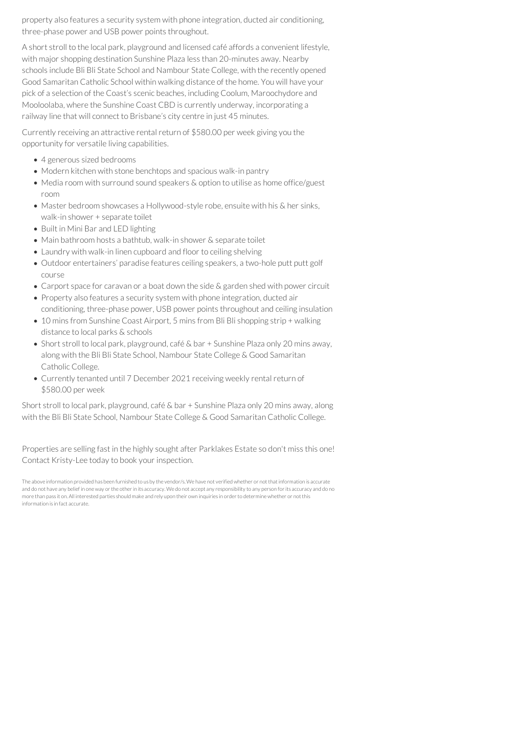property also features a security system with phone integration, ducted air conditioning, three-phase power and USB power points throughout.

A short stroll to the local park, playground and licensed café affords a convenient lifestyle, with major shopping destination Sunshine Plaza less than 20-minutes away. Nearby schools include Bli Bli State School and Nambour State College, with the recently opened Good Samaritan Catholic School within walking distance of the home. You will have your pick of a selection of the Coast's scenic beaches, including Coolum, Maroochydore and Mooloolaba, where the Sunshine Coast CBD is currently underway, incorporating a railway line that will connect to Brisbane's city centre in just 45 minutes.

Currently receiving an attractive rental return of $580.00 per week giving you the opportunity for versatile living capabilities.

- 4 generous sized bedrooms
- Modern kitchen with stone benchtops and spacious walk-in pantry
- Media room with surround sound speakers & option to utilise as home office/guest room
- Master bedroom showcases a Hollywood-style robe, ensuite with his & her sinks, walk-in shower + separate toilet
- Built in Mini Bar and LED lighting
- Main bathroom hosts a bathtub, walk-in shower & separate toilet
- Laundry with walk-in linen cupboard and floor to ceiling shelving
- Outdoor entertainers' paradise features ceiling speakers, a two-hole putt putt golf course
- Carport space for caravan or a boat down the side & garden shed with power circuit
- Property also features a security system with phone integration, ducted air conditioning, three-phase power, USB power points throughout and ceiling insulation
- 10 mins from Sunshine Coast Airport, 5 mins from Bli Bli shopping strip + walking distance to local parks & schools
- Short stroll to local park, playground, café & bar + Sunshine Plaza only 20 mins away, along with the Bli Bli State School, Nambour State College & Good Samaritan Catholic College.
- Currently tenanted until 7 December 2021 receiving weekly rental return of $580.00 per week

Short stroll to local park, playground, café & bar + Sunshine Plaza only 20 mins away, along with the Bli Bli State School, Nambour State College & Good Samaritan Catholic College.

Properties are selling fast in the highly sought after Parklakes Estate so don't miss this one! Contact Kristy-Lee today to book your inspection.

The above information provided has been furnished to us by the vendor/s. We have not verified whether or not that information is accurate and do not have any belief in one way or the other in its accuracy. We do not accept any responsibility to any person for its accuracy and do no more than pass it on. All interested parties should make and rely upon their own inquiries in order to determine whether or not this information is in fact accurate.